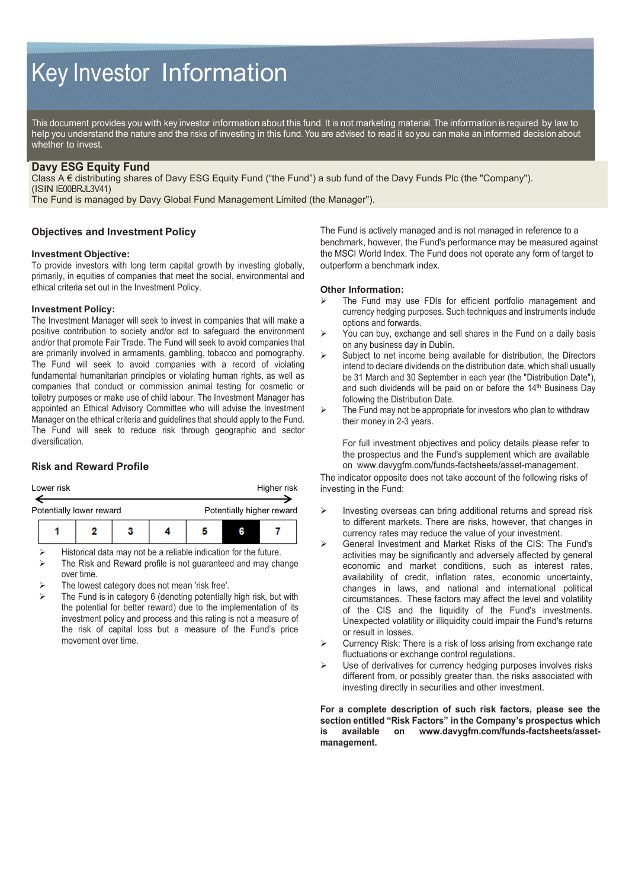# Key Investor Information

This document provides you with key investor information about this fund. It is not marketing material. The information is required by law to help you understand the nature and the risks of investing in this fund. You are advised to read it so you can make an informed decision about whether to invest.

## Davy ESG Equity Fund

Class A € distributing shares of Davy ESG Equity Fund ("the Fund") a sub fund of the Davy Funds Plc (the "Company"). (ISIN IE00BRJL3V41)

The Fund is managed by Davy Global Fund Management Limited (the Manager").

### Objectives and Investment Policy

**Investment Objective:**

To provide investors with long term capital growth by investing globally, primarily, in equities of companies that meet the social, environmental and ethical criteria set out in the Investment Policy.

**Investment Policy:**

The Investment Manager will seek to invest in companies that will make a positive contribution to society and/or act to safeguard the environment and/or that promote Fair Trade. The Fund will seek to avoid companies that are primarily involved in armaments, gambling, tobacco and pornography. The Fund will seek to avoid companies with a record of violating fundamental humanitarian principles or violating human rights, as well as companies that conduct or commission animal testing for cosmetic or toiletry purposes or make use of child labour. The Investment Manager has appointed an Ethical Advisory Committee who will advise the Investment Manager on the ethical criteria and guidelines that should apply to the Fund. The Fund will seek to reduce risk through geographic and sector diversification.

The Fund is actively managed and is not managed in reference to a benchmark, however, the Fund's performance may be measured against the MSCI World Index. The Fund does not operate any form of target to outperform a benchmark index.

**Other Information:**

- The Fund may use FDIs for efficient portfolio management and currency hedging purposes. Such techniques and instruments include options and forwards.
- You can buy, exchange and sell shares in the Fund on a daily basis on any business day in Dublin.
- Subject to net income being available for distribution, the Directors intend to declare dividends on the distribution date, which shall usually be 31 March and 30 September in each year (the "Distribution Date"), and such dividends will be paid on or before the 14th Business Day following the Distribution Date.
- The Fund may not be appropriate for investors who plan to withdraw their money in 2-3 years.

For full investment objectives and policy details please refer to the prospectus and the Fund's supplement which are available on www.davygfm.com/funds-factsheets/asset-management.

### Risk and Reward Profile

Lower risk ← → Higher risk

Potentially lower reward — Potentially higher reward

| 1 | 2 | 3 | 4 | 5 | **6** | 7 |
|---|---|---|---|---|---|---|

- Historical data may not be a reliable indication for the future.
- The Risk and Reward profile is not guaranteed and may change over time.
- The lowest category does not mean 'risk free'.
- The Fund is in category 6 (denoting potentially high risk, but with the potential for better reward) due to the implementation of its investment policy and process and this rating is not a measure of the risk of capital loss but a measure of the Fund's price movement over time.

The indicator opposite does not take account of the following risks of investing in the Fund:

- Investing overseas can bring additional returns and spread risk to different markets. There are risks, however, that changes in currency rates may reduce the value of your investment.
- General Investment and Market Risks of the CIS: The Fund's activities may be significantly and adversely affected by general economic and market conditions, such as interest rates, availability of credit, inflation rates, economic uncertainty, changes in laws, and national and international political circumstances. These factors may affect the level and volatility of the CIS and the liquidity of the Fund's investments. Unexpected volatility or illiquidity could impair the Fund's returns or result in losses.
- Currency Risk: There is a risk of loss arising from exchange rate fluctuations or exchange control regulations.
- Use of derivatives for currency hedging purposes involves risks different from, or possibly greater than, the risks associated with investing directly in securities and other investment.

**For a complete description of such risk factors, please see the section entitled "Risk Factors" in the Company's prospectus which is available on www.davygfm.com/funds-factsheets/asset-management.**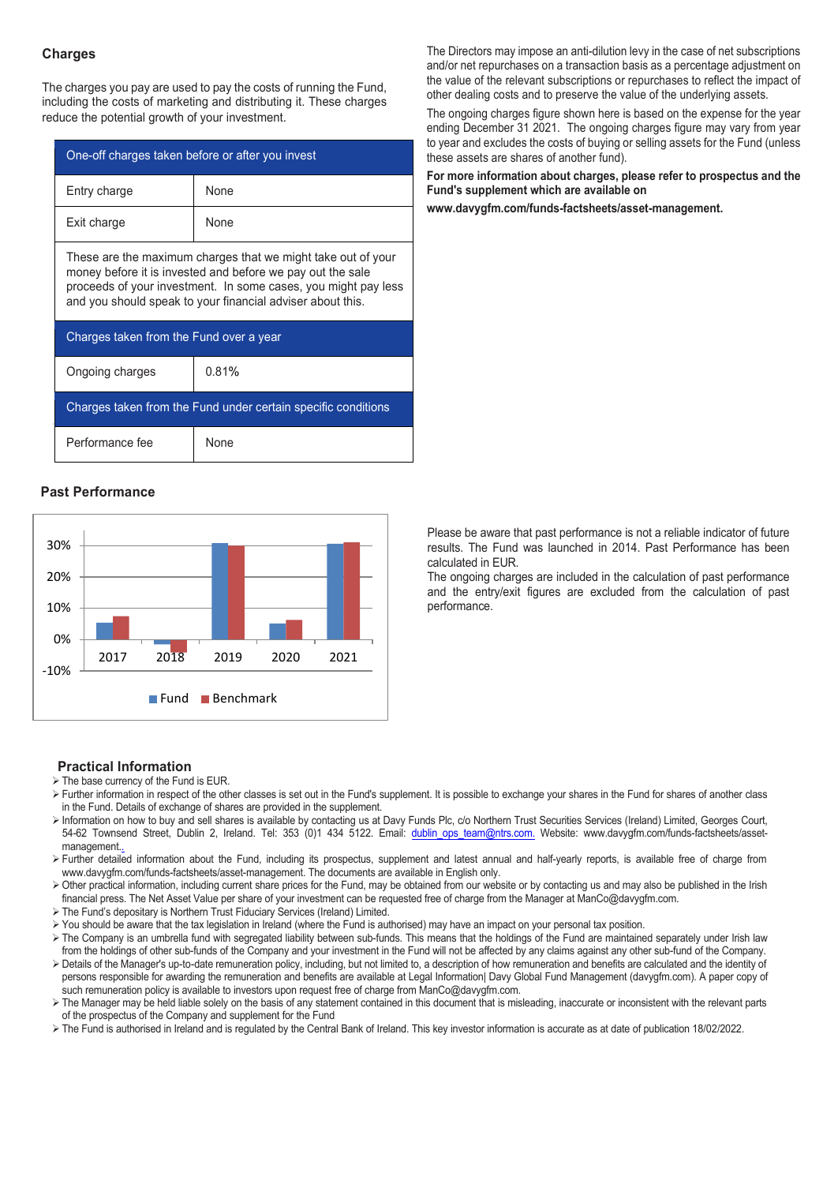## Charges

The charges you pay are used to pay the costs of running the Fund, including the costs of marketing and distributing it. These charges reduce the potential growth of your investment.

| One-off charges taken before or after you invest | |
|---|---|
| Entry charge | None |
| Exit charge | None |
| These are the maximum charges that we might take out of your money before it is invested and before we pay out the sale proceeds of your investment. In some cases, you might pay less and you should speak to your financial adviser about this. | |
| **Charges taken from the Fund over a year** | |
| Ongoing charges | 0.81% |
| **Charges taken from the Fund under certain specific conditions** | |
| Performance fee | None |

The Directors may impose an anti-dilution levy in the case of net subscriptions and/or net repurchases on a transaction basis as a percentage adjustment on the value of the relevant subscriptions or repurchases to reflect the impact of other dealing costs and to preserve the value of the underlying assets.

The ongoing charges figure shown here is based on the expense for the year ending December 31 2021. The ongoing charges figure may vary from year to year and excludes the costs of buying or selling assets for the Fund (unless these assets are shares of another fund).

**For more information about charges, please refer to prospectus and the Fund's supplement which are available on**

**www.davygfm.com/funds-factsheets/asset-management.**

## Past Performance

30%
20%
10%
0%
-10%
2017 2018 2019 2020 2021
Fund Benchmark

Please be aware that past performance is not a reliable indicator of future results. The Fund was launched in 2014. Past Performance has been calculated in EUR.

The ongoing charges are included in the calculation of past performance and the entry/exit figures are excluded from the calculation of past performance.

## Practical Information

- The base currency of the Fund is EUR.
- Further information in respect of the other classes is set out in the Fund's supplement. It is possible to exchange your shares in the Fund for shares of another class in the Fund. Details of exchange of shares are provided in the supplement.
- Information on how to buy and sell shares is available by contacting us at Davy Funds Plc, c/o Northern Trust Securities Services (Ireland) Limited, Georges Court, 54-62 Townsend Street, Dublin 2, Ireland. Tel: 353 (0)1 434 5122. Email: dublin_ops_team@ntrs.com. Website: www.davygfm.com/funds-factsheets/asset-management..
- Further detailed information about the Fund, including its prospectus, supplement and latest annual and half-yearly reports, is available free of charge from www.davygfm.com/funds-factsheets/asset-management. The documents are available in English only.
- Other practical information, including current share prices for the Fund, may be obtained from our website or by contacting us and may also be published in the Irish financial press. The Net Asset Value per share of your investment can be requested free of charge from the Manager at ManCo@davygfm.com.
- The Fund's depositary is Northern Trust Fiduciary Services (Ireland) Limited.
- You should be aware that the tax legislation in Ireland (where the Fund is authorised) may have an impact on your personal tax position.
- The Company is an umbrella fund with segregated liability between sub-funds. This means that the holdings of the Fund are maintained separately under Irish law from the holdings of other sub-funds of the Company and your investment in the Fund will not be affected by any claims against any other sub-fund of the Company.
- Details of the Manager's up-to-date remuneration policy, including, but not limited to, a description of how remuneration and benefits are calculated and the identity of persons responsible for awarding the remuneration and benefits are available at Legal Information| Davy Global Fund Management (davygfm.com). A paper copy of such remuneration policy is available to investors upon request free of charge from ManCo@davygfm.com.
- The Manager may be held liable solely on the basis of any statement contained in this document that is misleading, inaccurate or inconsistent with the relevant parts of the prospectus of the Company and supplement for the Fund
- The Fund is authorised in Ireland and is regulated by the Central Bank of Ireland. This key investor information is accurate as at date of publication 18/02/2022.